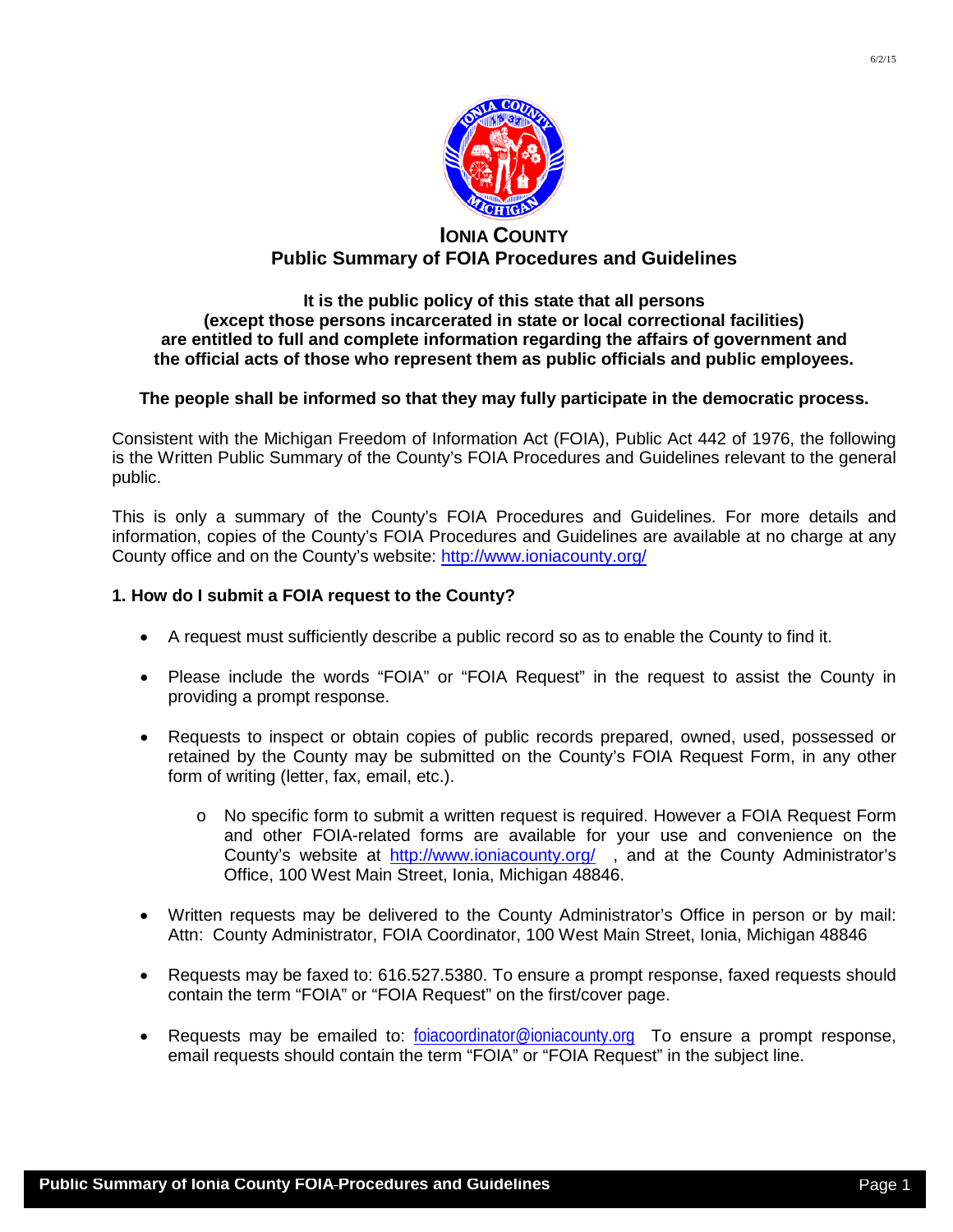# IONIA COUNTY

## Public Summary of FOIA Procedures and Guidelines

**It is the public policy of this state that all persons (except those persons incarcerated in state or local correctional facilities) are entitled to full and complete information regarding the affairs of government and the official acts of those who represent them as public officials and public employees.**

**The people shall be informed so that they may fully participate in the democratic process.**

Consistent with the Michigan Freedom of Information Act (FOIA), Public Act 442 of 1976, the following is the Written Public Summary of the County's FOIA Procedures and Guidelines relevant to the general public.

This is only a summary of the County's FOIA Procedures and Guidelines. For more details and information, copies of the County's FOIA Procedures and Guidelines are available at no charge at any County office and on the County's website: http://www.ioniacounty.org/

### 1. How do I submit a FOIA request to the County?

- A request must sufficiently describe a public record so as to enable the County to find it.
- Please include the words "FOIA" or "FOIA Request" in the request to assist the County in providing a prompt response.
- Requests to inspect or obtain copies of public records prepared, owned, used, possessed or retained by the County may be submitted on the County's FOIA Request Form, in any other form of writing (letter, fax, email, etc.).
  - No specific form to submit a written request is required. However a FOIA Request Form and other FOIA-related forms are available for your use and convenience on the County's website at http://www.ioniacounty.org/ , and at the County Administrator's Office, 100 West Main Street, Ionia, Michigan 48846.
- Written requests may be delivered to the County Administrator's Office in person or by mail: Attn: County Administrator, FOIA Coordinator, 100 West Main Street, Ionia, Michigan 48846
- Requests may be faxed to: 616.527.5380. To ensure a prompt response, faxed requests should contain the term "FOIA" or "FOIA Request" on the first/cover page.
- Requests may be emailed to: foiacoordinator@ioniacounty.org To ensure a prompt response, email requests should contain the term "FOIA" or "FOIA Request" in the subject line.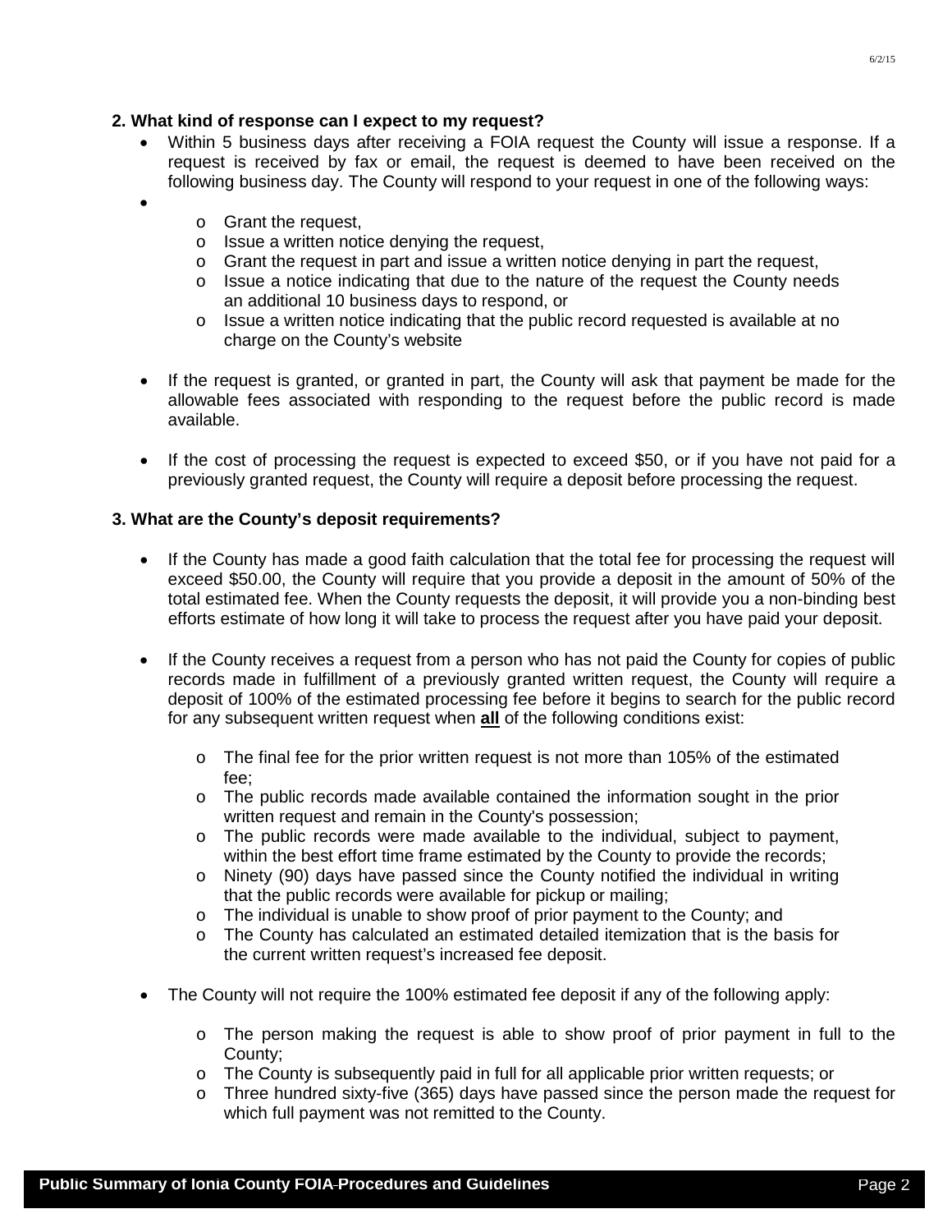## 2. What kind of response can I expect to my request?

- Within 5 business days after receiving a FOIA request the County will issue a response. If a request is received by fax or email, the request is deemed to have been received on the following business day. The County will respond to your request in one of the following ways:
  - Grant the request,
  - Issue a written notice denying the request,
  - Grant the request in part and issue a written notice denying in part the request,
  - Issue a notice indicating that due to the nature of the request the County needs an additional 10 business days to respond, or
  - Issue a written notice indicating that the public record requested is available at no charge on the County's website
- If the request is granted, or granted in part, the County will ask that payment be made for the allowable fees associated with responding to the request before the public record is made available.
- If the cost of processing the request is expected to exceed $50, or if you have not paid for a previously granted request, the County will require a deposit before processing the request.

## 3. What are the County's deposit requirements?

- If the County has made a good faith calculation that the total fee for processing the request will exceed $50.00, the County will require that you provide a deposit in the amount of 50% of the total estimated fee. When the County requests the deposit, it will provide you a non-binding best efforts estimate of how long it will take to process the request after you have paid your deposit.
- If the County receives a request from a person who has not paid the County for copies of public records made in fulfillment of a previously granted written request, the County will require a deposit of 100% of the estimated processing fee before it begins to search for the public record for any subsequent written request when **<u>all</u>** of the following conditions exist:
  - The final fee for the prior written request is not more than 105% of the estimated fee;
  - The public records made available contained the information sought in the prior written request and remain in the County's possession;
  - The public records were made available to the individual, subject to payment, within the best effort time frame estimated by the County to provide the records;
  - Ninety (90) days have passed since the County notified the individual in writing that the public records were available for pickup or mailing;
  - The individual is unable to show proof of prior payment to the County; and
  - The County has calculated an estimated detailed itemization that is the basis for the current written request's increased fee deposit.
- The County will not require the 100% estimated fee deposit if any of the following apply:
  - The person making the request is able to show proof of prior payment in full to the County;
  - The County is subsequently paid in full for all applicable prior written requests; or
  - Three hundred sixty-five (365) days have passed since the person made the request for which full payment was not remitted to the County.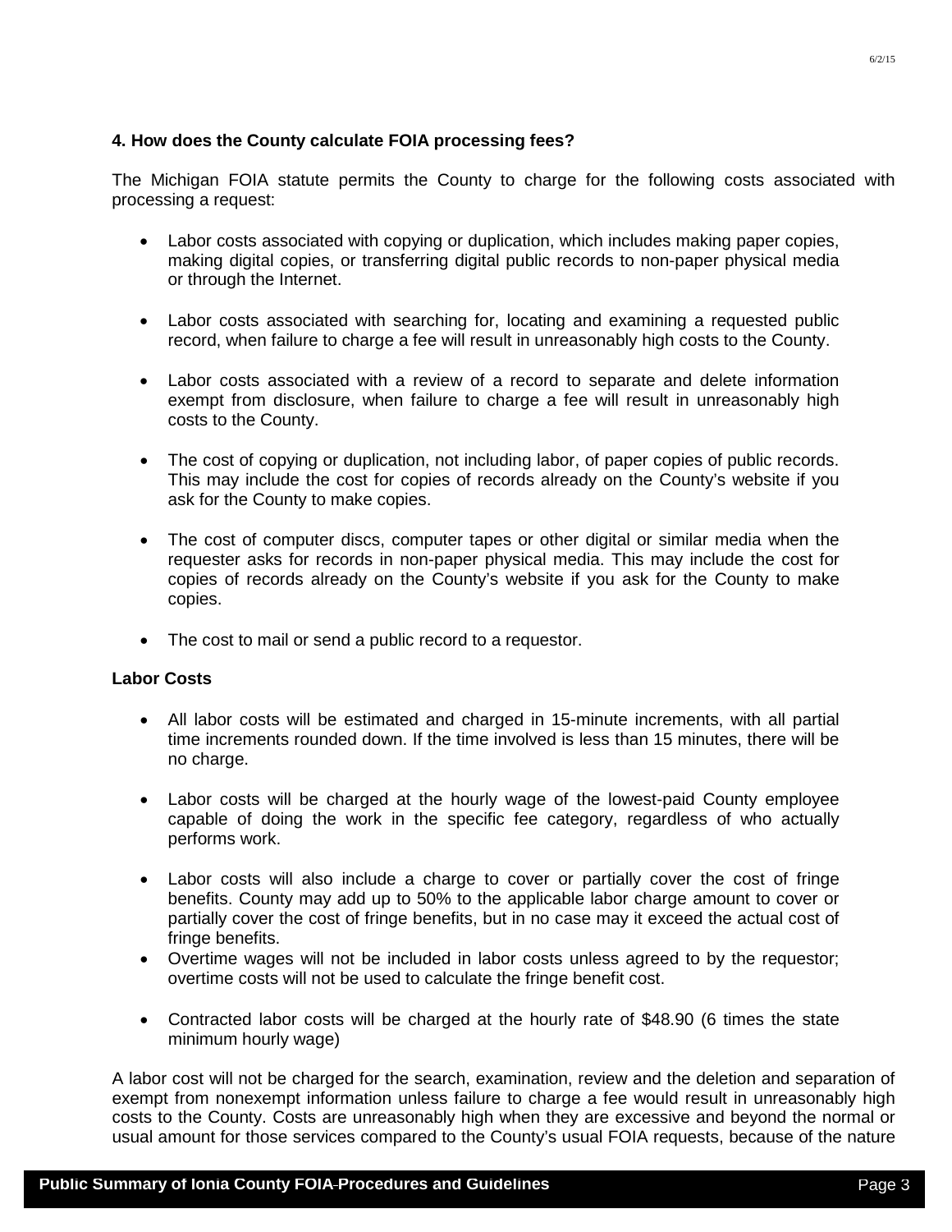### 4. How does the County calculate FOIA processing fees?

The Michigan FOIA statute permits the County to charge for the following costs associated with processing a request:

- Labor costs associated with copying or duplication, which includes making paper copies, making digital copies, or transferring digital public records to non-paper physical media or through the Internet.

- Labor costs associated with searching for, locating and examining a requested public record, when failure to charge a fee will result in unreasonably high costs to the County.

- Labor costs associated with a review of a record to separate and delete information exempt from disclosure, when failure to charge a fee will result in unreasonably high costs to the County.

- The cost of copying or duplication, not including labor, of paper copies of public records. This may include the cost for copies of records already on the County's website if you ask for the County to make copies.

- The cost of computer discs, computer tapes or other digital or similar media when the requester asks for records in non-paper physical media. This may include the cost for copies of records already on the County's website if you ask for the County to make copies.

- The cost to mail or send a public record to a requestor.

**Labor Costs**

- All labor costs will be estimated and charged in 15-minute increments, with all partial time increments rounded down. If the time involved is less than 15 minutes, there will be no charge.

- Labor costs will be charged at the hourly wage of the lowest-paid County employee capable of doing the work in the specific fee category, regardless of who actually performs work.

- Labor costs will also include a charge to cover or partially cover the cost of fringe benefits. County may add up to 50% to the applicable labor charge amount to cover or partially cover the cost of fringe benefits, but in no case may it exceed the actual cost of fringe benefits.
- Overtime wages will not be included in labor costs unless agreed to by the requestor; overtime costs will not be used to calculate the fringe benefit cost.

- Contracted labor costs will be charged at the hourly rate of $48.90 (6 times the state minimum hourly wage)

A labor cost will not be charged for the search, examination, review and the deletion and separation of exempt from nonexempt information unless failure to charge a fee would result in unreasonably high costs to the County. Costs are unreasonably high when they are excessive and beyond the normal or usual amount for those services compared to the County's usual FOIA requests, because of the nature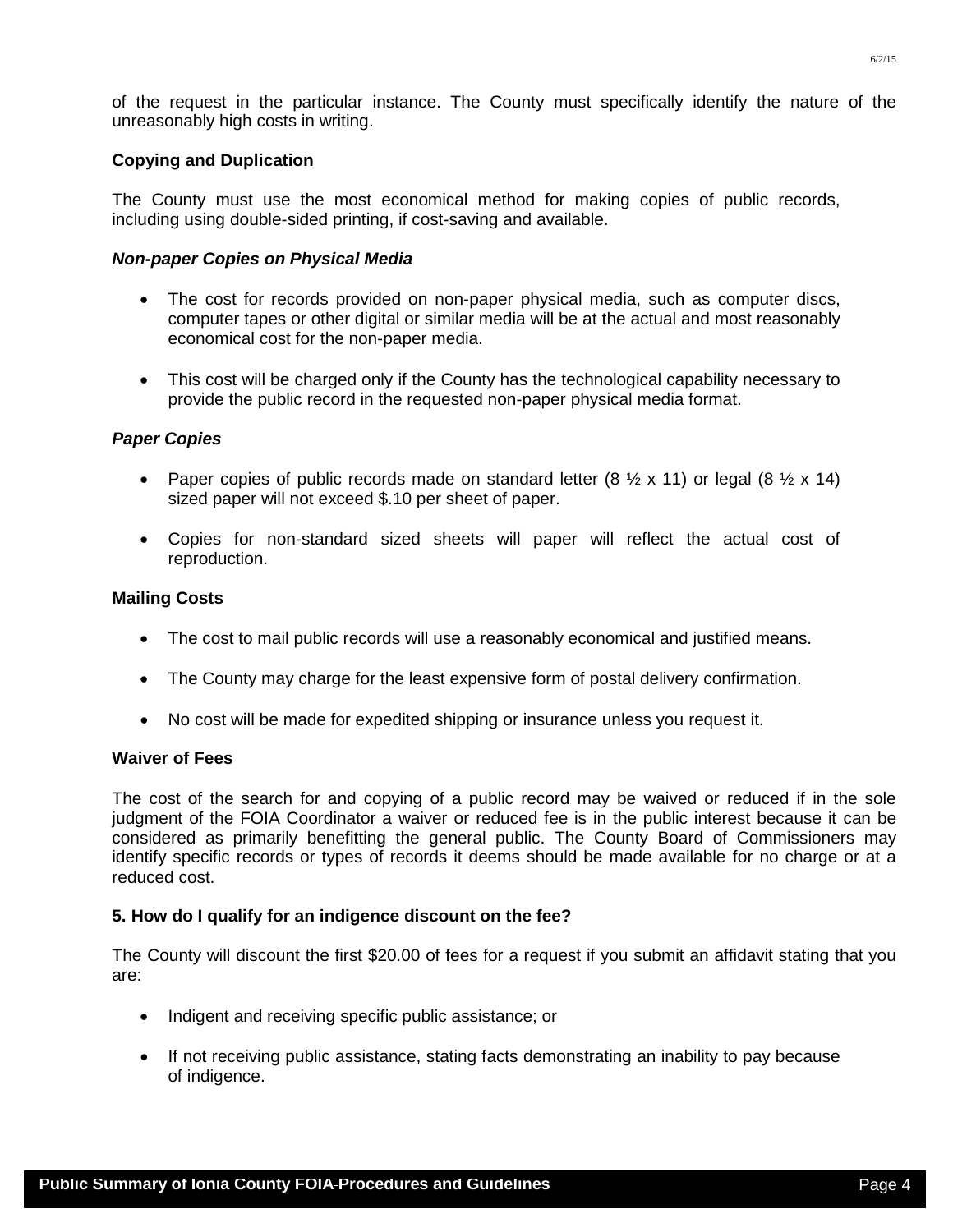of the request in the particular instance. The County must specifically identify the nature of the unreasonably high costs in writing.

### Copying and Duplication

The County must use the most economical method for making copies of public records, including using double-sided printing, if cost-saving and available.

#### *Non-paper Copies on Physical Media*

- The cost for records provided on non-paper physical media, such as computer discs, computer tapes or other digital or similar media will be at the actual and most reasonably economical cost for the non-paper media.
- This cost will be charged only if the County has the technological capability necessary to provide the public record in the requested non-paper physical media format.

#### *Paper Copies*

- Paper copies of public records made on standard letter (8 ½ x 11) or legal (8 ½ x 14) sized paper will not exceed $.10 per sheet of paper.
- Copies for non-standard sized sheets will paper will reflect the actual cost of reproduction.

### Mailing Costs

- The cost to mail public records will use a reasonably economical and justified means.
- The County may charge for the least expensive form of postal delivery confirmation.
- No cost will be made for expedited shipping or insurance unless you request it.

### Waiver of Fees

The cost of the search for and copying of a public record may be waived or reduced if in the sole judgment of the FOIA Coordinator a waiver or reduced fee is in the public interest because it can be considered as primarily benefitting the general public. The County Board of Commissioners may identify specific records or types of records it deems should be made available for no charge or at a reduced cost.

### 5. How do I qualify for an indigence discount on the fee?

The County will discount the first $20.00 of fees for a request if you submit an affidavit stating that you are:

- Indigent and receiving specific public assistance; or
- If not receiving public assistance, stating facts demonstrating an inability to pay because of indigence.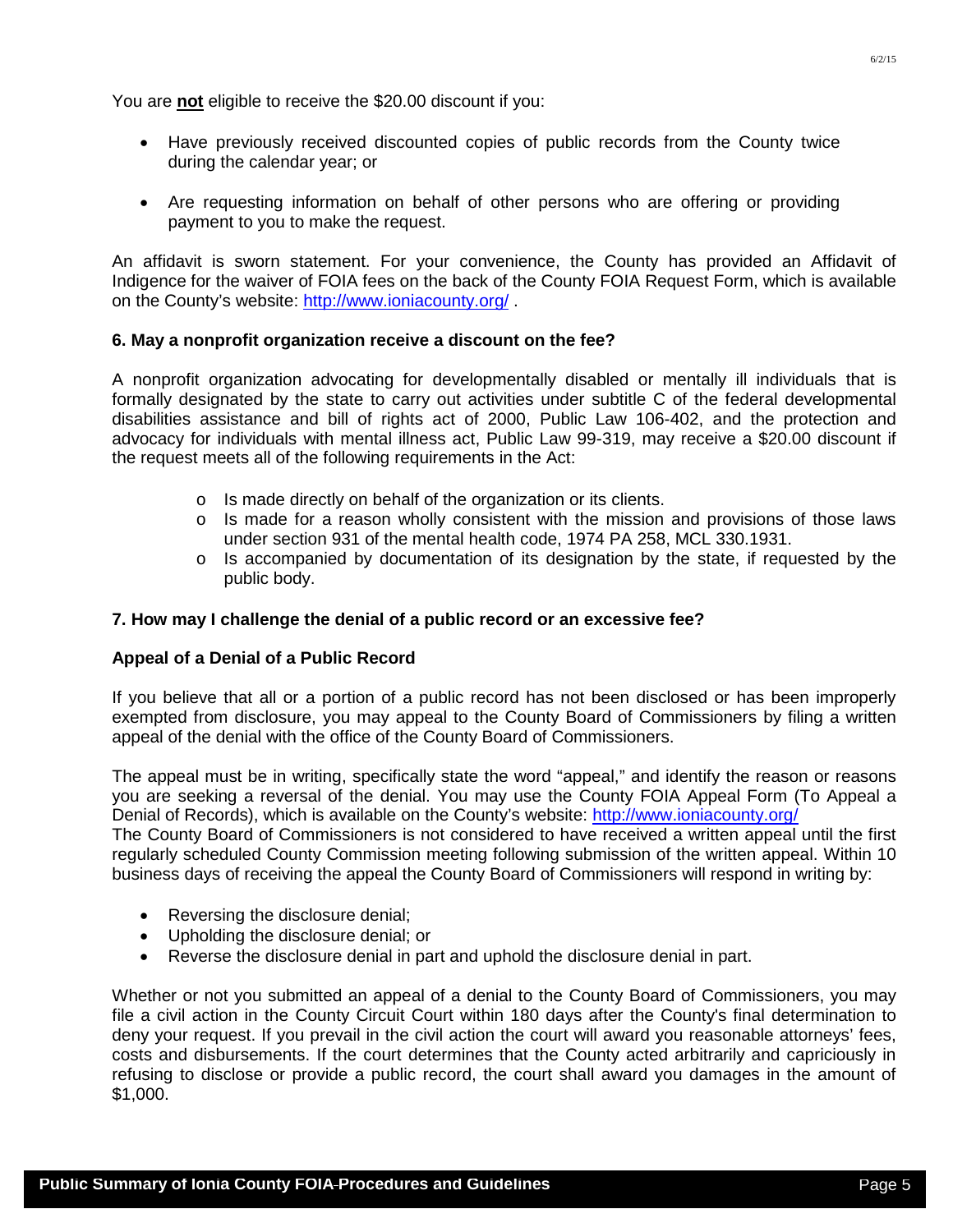You are **not** eligible to receive the $20.00 discount if you:

- Have previously received discounted copies of public records from the County twice during the calendar year; or
- Are requesting information on behalf of other persons who are offering or providing payment to you to make the request.

An affidavit is sworn statement. For your convenience, the County has provided an Affidavit of Indigence for the waiver of FOIA fees on the back of the County FOIA Request Form, which is available on the County's website: http://www.ioniacounty.org/ .

**6. May a nonprofit organization receive a discount on the fee?**

A nonprofit organization advocating for developmentally disabled or mentally ill individuals that is formally designated by the state to carry out activities under subtitle C of the federal developmental disabilities assistance and bill of rights act of 2000, Public Law 106-402, and the protection and advocacy for individuals with mental illness act, Public Law 99-319, may receive a $20.00 discount if the request meets all of the following requirements in the Act:

- Is made directly on behalf of the organization or its clients.
- Is made for a reason wholly consistent with the mission and provisions of those laws under section 931 of the mental health code, 1974 PA 258, MCL 330.1931.
- Is accompanied by documentation of its designation by the state, if requested by the public body.

**7. How may I challenge the denial of a public record or an excessive fee?**

**Appeal of a Denial of a Public Record**

If you believe that all or a portion of a public record has not been disclosed or has been improperly exempted from disclosure, you may appeal to the County Board of Commissioners by filing a written appeal of the denial with the office of the County Board of Commissioners.

The appeal must be in writing, specifically state the word "appeal," and identify the reason or reasons you are seeking a reversal of the denial. You may use the County FOIA Appeal Form (To Appeal a Denial of Records), which is available on the County's website: http://www.ioniacounty.org/
The County Board of Commissioners is not considered to have received a written appeal until the first regularly scheduled County Commission meeting following submission of the written appeal. Within 10 business days of receiving the appeal the County Board of Commissioners will respond in writing by:

- Reversing the disclosure denial;
- Upholding the disclosure denial; or
- Reverse the disclosure denial in part and uphold the disclosure denial in part.

Whether or not you submitted an appeal of a denial to the County Board of Commissioners, you may file a civil action in the County Circuit Court within 180 days after the County's final determination to deny your request. If you prevail in the civil action the court will award you reasonable attorneys' fees, costs and disbursements. If the court determines that the County acted arbitrarily and capriciously in refusing to disclose or provide a public record, the court shall award you damages in the amount of $1,000.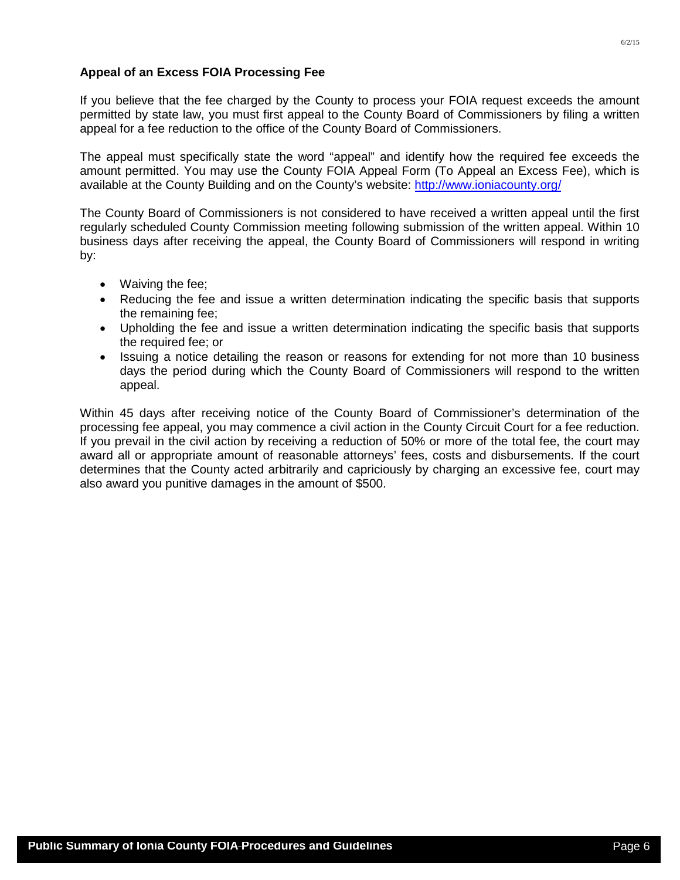### Appeal of an Excess FOIA Processing Fee

If you believe that the fee charged by the County to process your FOIA request exceeds the amount permitted by state law, you must first appeal to the County Board of Commissioners by filing a written appeal for a fee reduction to the office of the County Board of Commissioners.

The appeal must specifically state the word "appeal" and identify how the required fee exceeds the amount permitted. You may use the County FOIA Appeal Form (To Appeal an Excess Fee), which is available at the County Building and on the County's website: http://www.ioniacounty.org/

The County Board of Commissioners is not considered to have received a written appeal until the first regularly scheduled County Commission meeting following submission of the written appeal. Within 10 business days after receiving the appeal, the County Board of Commissioners will respond in writing by:

- Waiving the fee;
- Reducing the fee and issue a written determination indicating the specific basis that supports the remaining fee;
- Upholding the fee and issue a written determination indicating the specific basis that supports the required fee; or
- Issuing a notice detailing the reason or reasons for extending for not more than 10 business days the period during which the County Board of Commissioners will respond to the written appeal.

Within 45 days after receiving notice of the County Board of Commissioner's determination of the processing fee appeal, you may commence a civil action in the County Circuit Court for a fee reduction. If you prevail in the civil action by receiving a reduction of 50% or more of the total fee, the court may award all or appropriate amount of reasonable attorneys' fees, costs and disbursements. If the court determines that the County acted arbitrarily and capriciously by charging an excessive fee, court may also award you punitive damages in the amount of $500.